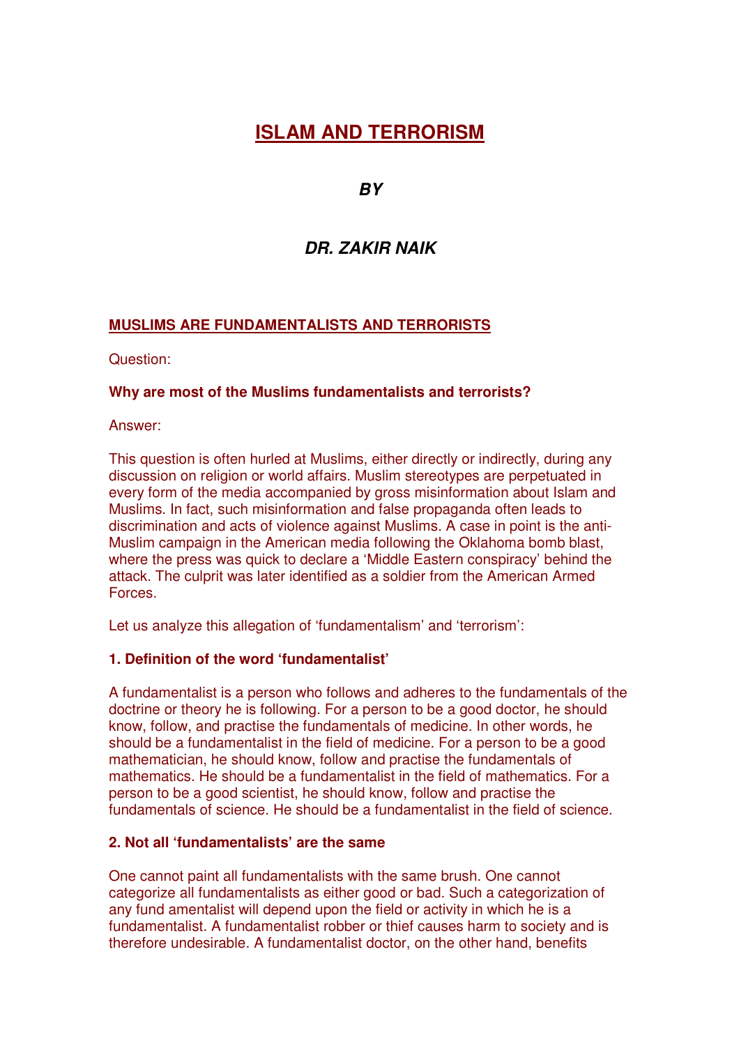# ISLAM AND TERRORISM

***BY***

***DR. ZAKIR NAIK***

## MUSLIMS ARE FUNDAMENTALISTS AND TERRORISTS

Question:

**Why are most of the Muslims fundamentalists and terrorists?**

Answer:

This question is often hurled at Muslims, either directly or indirectly, during any discussion on religion or world affairs. Muslim stereotypes are perpetuated in every form of the media accompanied by gross misinformation about Islam and Muslims. In fact, such misinformation and false propaganda often leads to discrimination and acts of violence against Muslims. A case in point is the anti-Muslim campaign in the American media following the Oklahoma bomb blast, where the press was quick to declare a 'Middle Eastern conspiracy' behind the attack. The culprit was later identified as a soldier from the American Armed Forces.

Let us analyze this allegation of 'fundamentalism' and 'terrorism':

### 1. Definition of the word 'fundamentalist'

A fundamentalist is a person who follows and adheres to the fundamentals of the doctrine or theory he is following. For a person to be a good doctor, he should know, follow, and practise the fundamentals of medicine. In other words, he should be a fundamentalist in the field of medicine. For a person to be a good mathematician, he should know, follow and practise the fundamentals of mathematics. He should be a fundamentalist in the field of mathematics. For a person to be a good scientist, he should know, follow and practise the fundamentals of science. He should be a fundamentalist in the field of science.

### 2. Not all 'fundamentalists' are the same

One cannot paint all fundamentalists with the same brush. One cannot categorize all fundamentalists as either good or bad. Such a categorization of any fund amentalist will depend upon the field or activity in which he is a fundamentalist. A fundamentalist robber or thief causes harm to society and is therefore undesirable. A fundamentalist doctor, on the other hand, benefits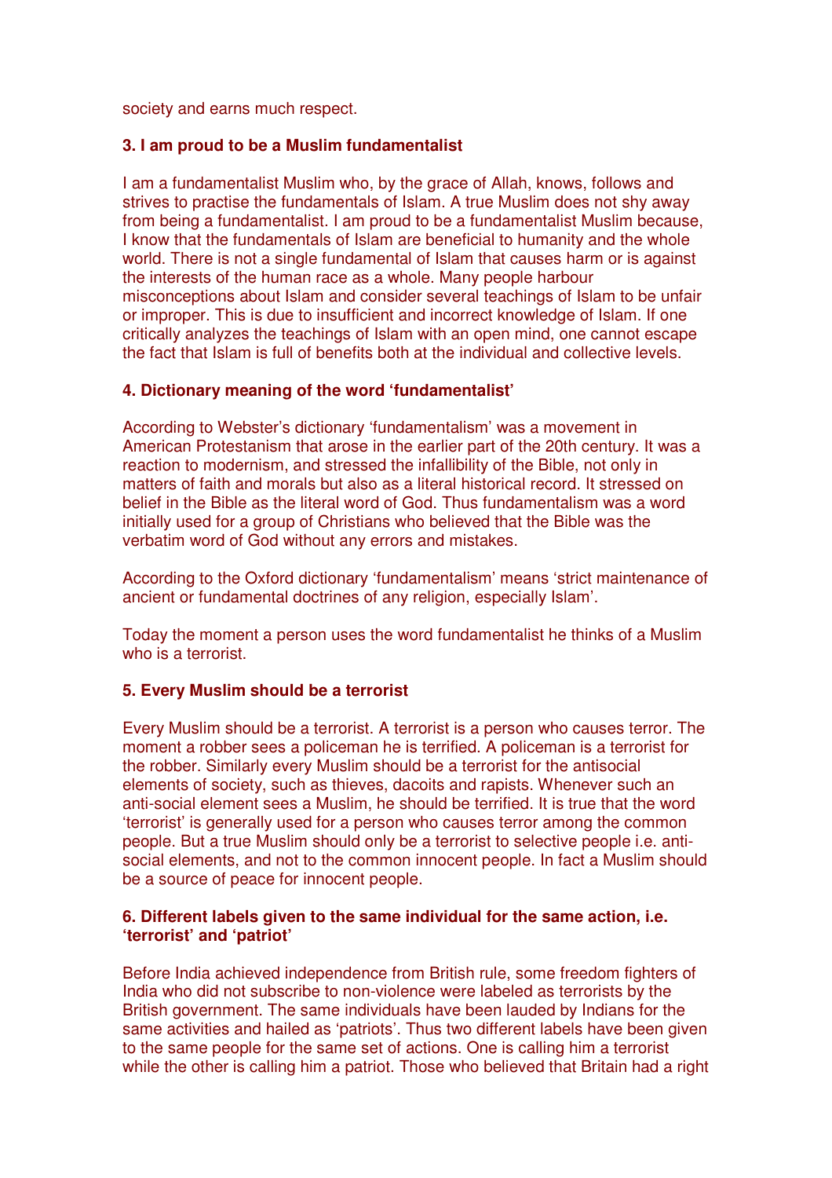society and earns much respect.

### 3. I am proud to be a Muslim fundamentalist

I am a fundamentalist Muslim who, by the grace of Allah, knows, follows and strives to practise the fundamentals of Islam. A true Muslim does not shy away from being a fundamentalist. I am proud to be a fundamentalist Muslim because, I know that the fundamentals of Islam are beneficial to humanity and the whole world. There is not a single fundamental of Islam that causes harm or is against the interests of the human race as a whole. Many people harbour misconceptions about Islam and consider several teachings of Islam to be unfair or improper. This is due to insufficient and incorrect knowledge of Islam. If one critically analyzes the teachings of Islam with an open mind, one cannot escape the fact that Islam is full of benefits both at the individual and collective levels.

### 4. Dictionary meaning of the word 'fundamentalist'

According to Webster's dictionary 'fundamentalism' was a movement in American Protestanism that arose in the earlier part of the 20th century. It was a reaction to modernism, and stressed the infallibility of the Bible, not only in matters of faith and morals but also as a literal historical record. It stressed on belief in the Bible as the literal word of God. Thus fundamentalism was a word initially used for a group of Christians who believed that the Bible was the verbatim word of God without any errors and mistakes.

According to the Oxford dictionary 'fundamentalism' means 'strict maintenance of ancient or fundamental doctrines of any religion, especially Islam'.

Today the moment a person uses the word fundamentalist he thinks of a Muslim who is a terrorist.

### 5. Every Muslim should be a terrorist

Every Muslim should be a terrorist. A terrorist is a person who causes terror. The moment a robber sees a policeman he is terrified. A policeman is a terrorist for the robber. Similarly every Muslim should be a terrorist for the antisocial elements of society, such as thieves, dacoits and rapists. Whenever such an anti-social element sees a Muslim, he should be terrified. It is true that the word 'terrorist' is generally used for a person who causes terror among the common people. But a true Muslim should only be a terrorist to selective people i.e. anti-social elements, and not to the common innocent people. In fact a Muslim should be a source of peace for innocent people.

### 6. Different labels given to the same individual for the same action, i.e. 'terrorist' and 'patriot'

Before India achieved independence from British rule, some freedom fighters of India who did not subscribe to non-violence were labeled as terrorists by the British government. The same individuals have been lauded by Indians for the same activities and hailed as 'patriots'. Thus two different labels have been given to the same people for the same set of actions. One is calling him a terrorist while the other is calling him a patriot. Those who believed that Britain had a right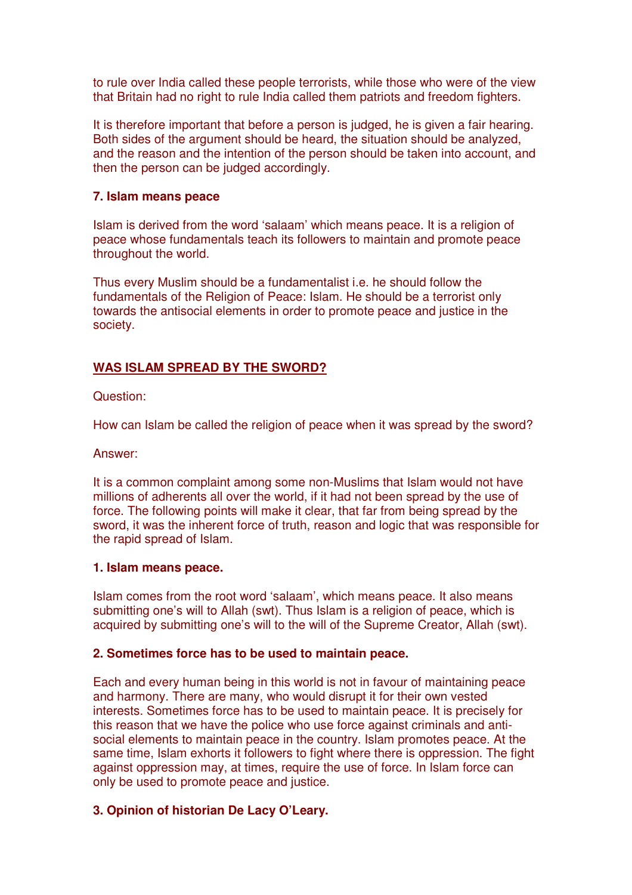to rule over India called these people terrorists, while those who were of the view that Britain had no right to rule India called them patriots and freedom fighters.

It is therefore important that before a person is judged, he is given a fair hearing. Both sides of the argument should be heard, the situation should be analyzed, and the reason and the intention of the person should be taken into account, and then the person can be judged accordingly.

**7. Islam means peace**

Islam is derived from the word 'salaam' which means peace. It is a religion of peace whose fundamentals teach its followers to maintain and promote peace throughout the world.

Thus every Muslim should be a fundamentalist i.e. he should follow the fundamentals of the Religion of Peace: Islam. He should be a terrorist only towards the antisocial elements in order to promote peace and justice in the society.

## <u>WAS ISLAM SPREAD BY THE SWORD?</u>

Question:

How can Islam be called the religion of peace when it was spread by the sword?

Answer:

It is a common complaint among some non-Muslims that Islam would not have millions of adherents all over the world, if it had not been spread by the use of force. The following points will make it clear, that far from being spread by the sword, it was the inherent force of truth, reason and logic that was responsible for the rapid spread of Islam.

**1. Islam means peace.**

Islam comes from the root word 'salaam', which means peace. It also means submitting one's will to Allah (swt). Thus Islam is a religion of peace, which is acquired by submitting one's will to the will of the Supreme Creator, Allah (swt).

**2. Sometimes force has to be used to maintain peace.**

Each and every human being in this world is not in favour of maintaining peace and harmony. There are many, who would disrupt it for their own vested interests. Sometimes force has to be used to maintain peace. It is precisely for this reason that we have the police who use force against criminals and anti-social elements to maintain peace in the country. Islam promotes peace. At the same time, Islam exhorts it followers to fight where there is oppression. The fight against oppression may, at times, require the use of force. In Islam force can only be used to promote peace and justice.

**3. Opinion of historian De Lacy O'Leary.**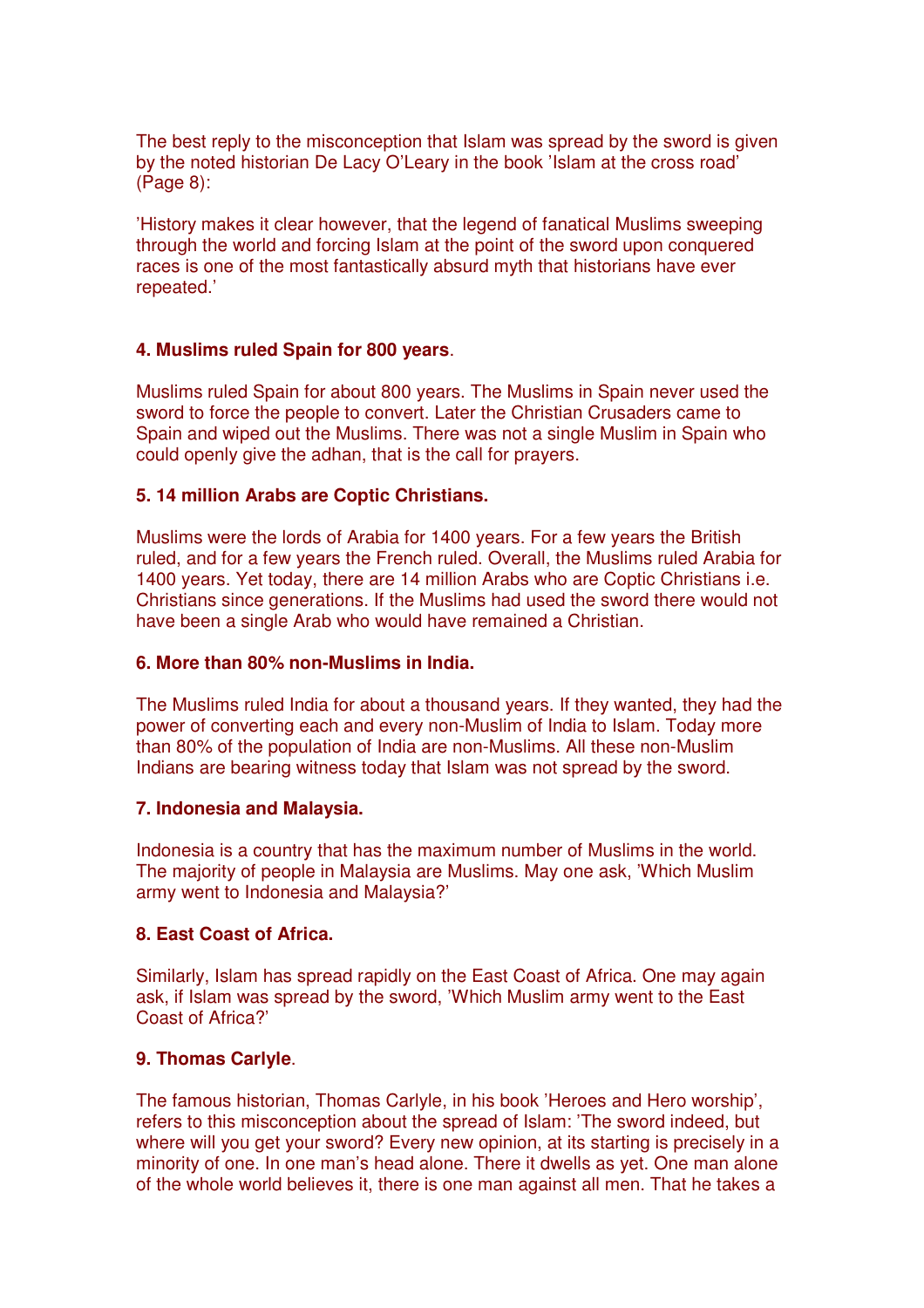The best reply to the misconception that Islam was spread by the sword is given by the noted historian De Lacy O'Leary in the book 'Islam at the cross road' (Page 8):

'History makes it clear however, that the legend of fanatical Muslims sweeping through the world and forcing Islam at the point of the sword upon conquered races is one of the most fantastically absurd myth that historians have ever repeated.'

**4. Muslims ruled Spain for 800 years**.

Muslims ruled Spain for about 800 years. The Muslims in Spain never used the sword to force the people to convert. Later the Christian Crusaders came to Spain and wiped out the Muslims. There was not a single Muslim in Spain who could openly give the adhan, that is the call for prayers.

**5. 14 million Arabs are Coptic Christians.**

Muslims were the lords of Arabia for 1400 years. For a few years the British ruled, and for a few years the French ruled. Overall, the Muslims ruled Arabia for 1400 years. Yet today, there are 14 million Arabs who are Coptic Christians i.e. Christians since generations. If the Muslims had used the sword there would not have been a single Arab who would have remained a Christian.

**6. More than 80% non-Muslims in India.**

The Muslims ruled India for about a thousand years. If they wanted, they had the power of converting each and every non-Muslim of India to Islam. Today more than 80% of the population of India are non-Muslims. All these non-Muslim Indians are bearing witness today that Islam was not spread by the sword.

**7. Indonesia and Malaysia.**

Indonesia is a country that has the maximum number of Muslims in the world. The majority of people in Malaysia are Muslims. May one ask, 'Which Muslim army went to Indonesia and Malaysia?'

**8. East Coast of Africa.**

Similarly, Islam has spread rapidly on the East Coast of Africa. One may again ask, if Islam was spread by the sword, 'Which Muslim army went to the East Coast of Africa?'

**9. Thomas Carlyle**.

The famous historian, Thomas Carlyle, in his book 'Heroes and Hero worship', refers to this misconception about the spread of Islam: 'The sword indeed, but where will you get your sword? Every new opinion, at its starting is precisely in a minority of one. In one man's head alone. There it dwells as yet. One man alone of the whole world believes it, there is one man against all men. That he takes a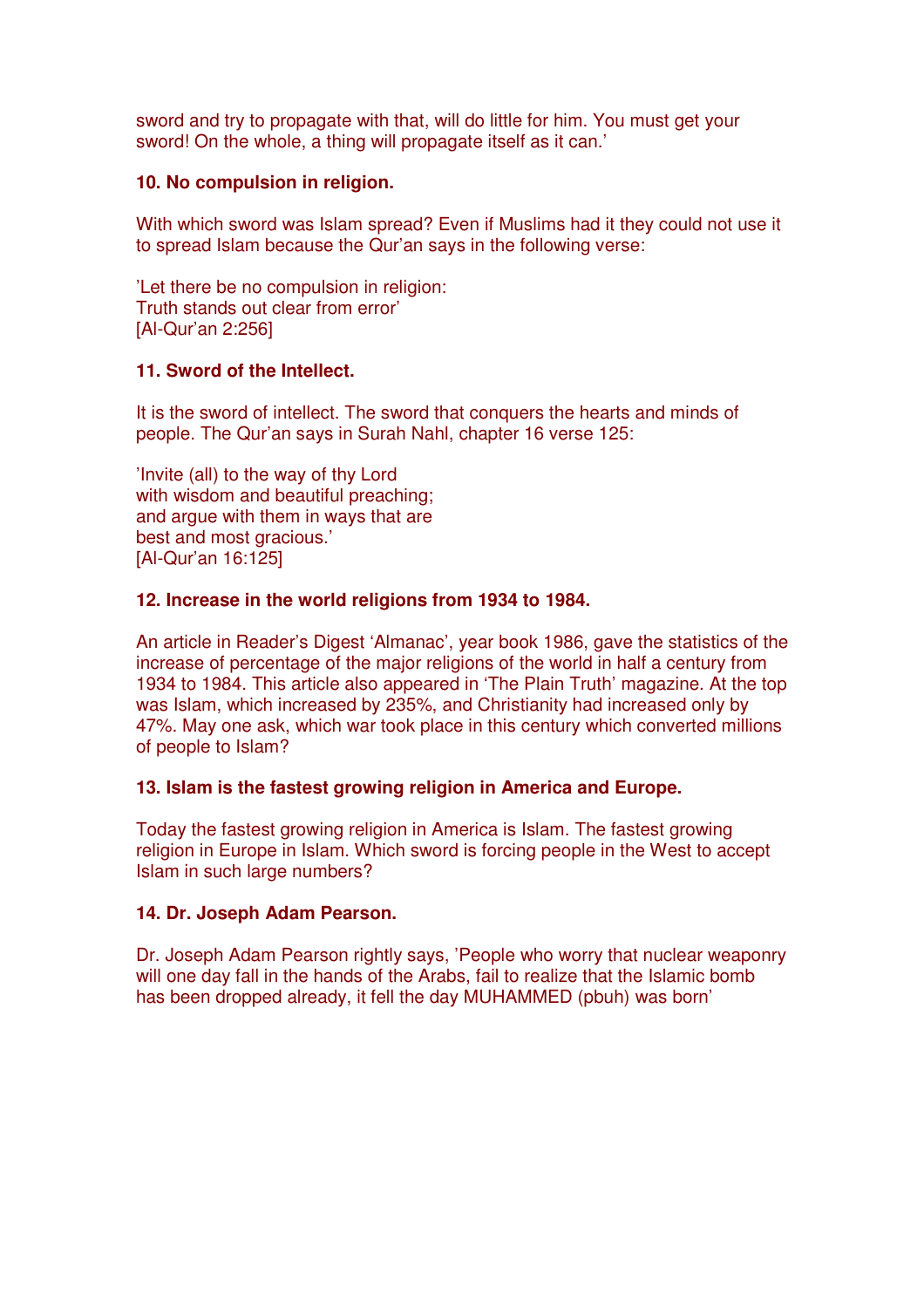sword and try to propagate with that, will do little for him. You must get your sword! On the whole, a thing will propagate itself as it can.'

### 10. No compulsion in religion.

With which sword was Islam spread? Even if Muslims had it they could not use it to spread Islam because the Qur'an says in the following verse:

'Let there be no compulsion in religion:
Truth stands out clear from error'
[Al-Qur'an 2:256]

### 11. Sword of the Intellect.

It is the sword of intellect. The sword that conquers the hearts and minds of people. The Qur'an says in Surah Nahl, chapter 16 verse 125:

'Invite (all) to the way of thy Lord
with wisdom and beautiful preaching;
and argue with them in ways that are
best and most gracious.'
[Al-Qur'an 16:125]

### 12. Increase in the world religions from 1934 to 1984.

An article in Reader's Digest 'Almanac', year book 1986, gave the statistics of the increase of percentage of the major religions of the world in half a century from 1934 to 1984. This article also appeared in 'The Plain Truth' magazine. At the top was Islam, which increased by 235%, and Christianity had increased only by 47%. May one ask, which war took place in this century which converted millions of people to Islam?

### 13. Islam is the fastest growing religion in America and Europe.

Today the fastest growing religion in America is Islam. The fastest growing religion in Europe in Islam. Which sword is forcing people in the West to accept Islam in such large numbers?

### 14. Dr. Joseph Adam Pearson.

Dr. Joseph Adam Pearson rightly says, 'People who worry that nuclear weaponry will one day fall in the hands of the Arabs, fail to realize that the Islamic bomb has been dropped already, it fell the day MUHAMMED (pbuh) was born'